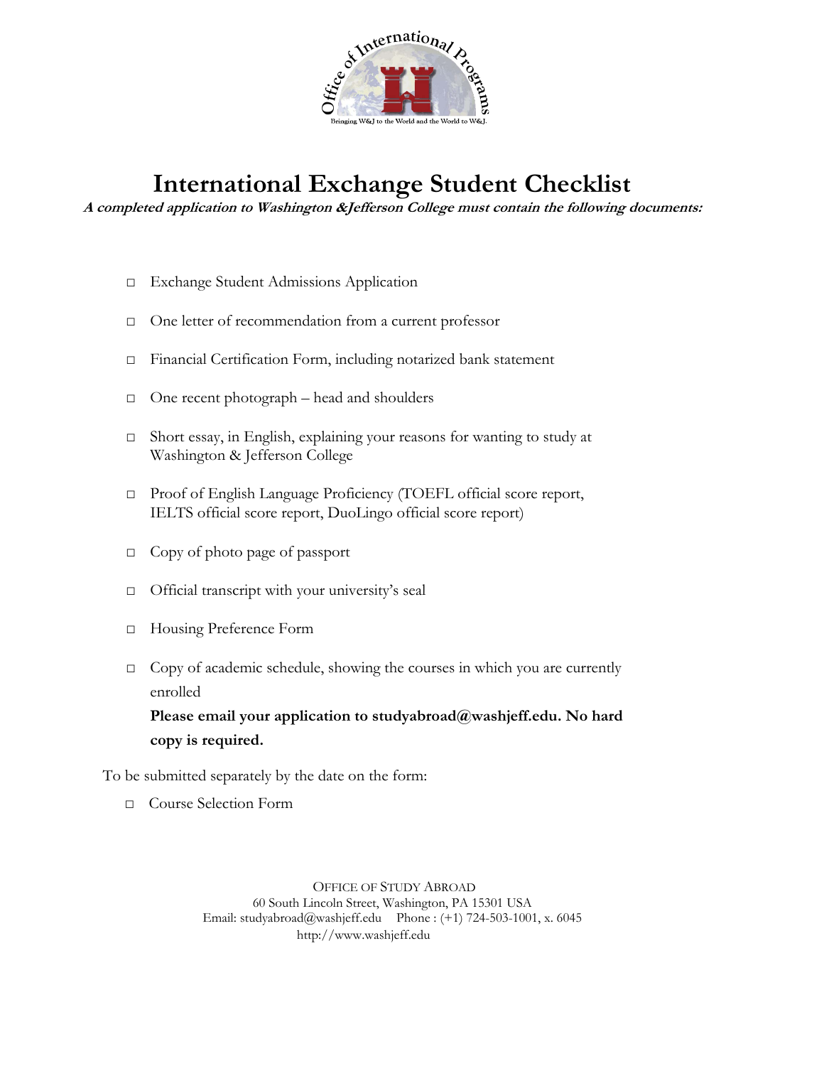# International Exchange Student Checklist

***A completed application to Washington &Jefferson College must contain the following documents:***

- ☐ Exchange Student Admissions Application
- ☐ One letter of recommendation from a current professor
- ☐ Financial Certification Form, including notarized bank statement
- ☐ One recent photograph – head and shoulders
- ☐ Short essay, in English, explaining your reasons for wanting to study at Washington & Jefferson College
- ☐ Proof of English Language Proficiency (TOEFL official score report, IELTS official score report, DuoLingo official score report)
- ☐ Copy of photo page of passport
- ☐ Official transcript with your university's seal
- ☐ Housing Preference Form
- ☐ Copy of academic schedule, showing the courses in which you are currently enrolled

**Please email your application to studyabroad@washjeff.edu. No hard copy is required.**

To be submitted separately by the date on the form:

- ☐ Course Selection Form

OFFICE OF STUDY ABROAD
60 South Lincoln Street, Washington, PA 15301 USA
Email: studyabroad@washjeff.edu Phone : (+1) 724-503-1001, x. 6045
http://www.washjeff.edu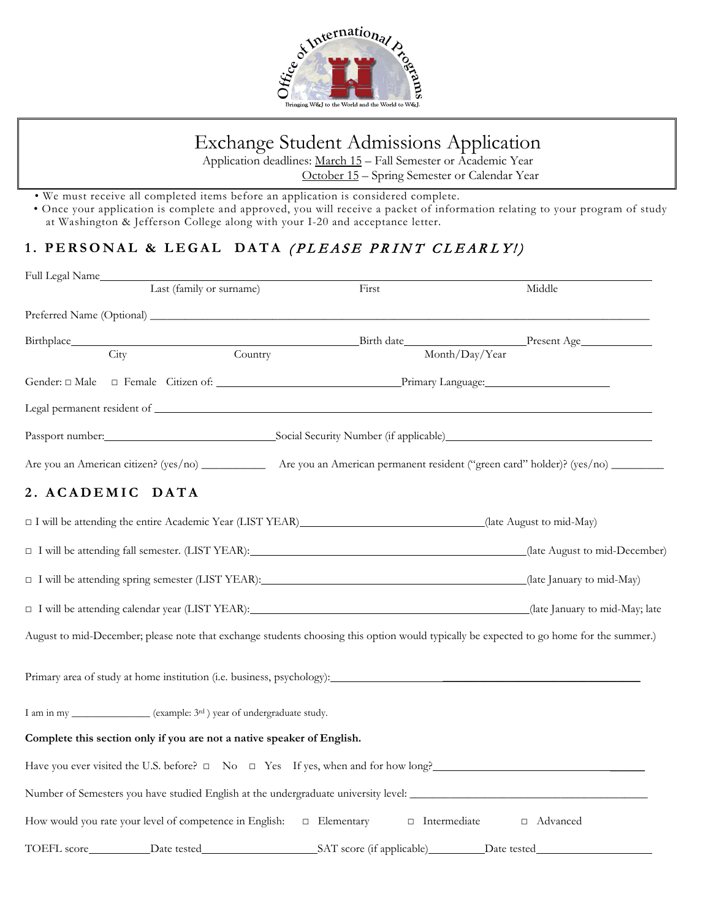Office of International Programs

Bringing W&J to the World and the World to W&J.

# Exchange Student Admissions Application

Application deadlines: March 15 – Fall Semester or Academic Year
October 15 – Spring Semester or Calendar Year

- We must receive all completed items before an application is considered complete.
- Once your application is complete and approved, you will receive a packet of information relating to your program of study at Washington & Jefferson College along with your I-20 and acceptance letter.

## 1. PERSONAL & LEGAL DATA *(PLEASE PRINT CLEARLY!)*

Full Legal Name________________________________________________________________
Last (family or surname) First Middle

Preferred Name (Optional) ________________________________________________________

Birthplace________________________ Birth date______________ Present Age__________
City Country Month/Day/Year

Gender: □ Male □ Female Citizen of: ____________________ Primary Language:______________

Legal permanent resident of ______________________________________________________

Passport number:____________________ Social Security Number (if applicable)____________________

Are you an American citizen? (yes/no) ___________ Are you an American permanent resident ("green card" holder)? (yes/no) _________

## 2. ACADEMIC DATA

□ I will be attending the entire Academic Year (LIST YEAR)____________________(late August to mid-May)

□ I will be attending fall semester. (LIST YEAR):____________________(late August to mid-December)

□ I will be attending spring semester (LIST YEAR):____________________(late January to mid-May)

□ I will be attending calendar year (LIST YEAR):____________________(late January to mid-May; late August to mid-December; please note that exchange students choosing this option would typically be expected to go home for the summer.)

Primary area of study at home institution (i.e. business, psychology):______________________________

I am in my ______________ (example: 3rd ) year of undergraduate study.

**Complete this section only if you are not a native speaker of English.**

Have you ever visited the U.S. before? □ No □ Yes If yes, when and for how long?______________________

Number of Semesters you have studied English at the undergraduate university level: ______________________

How would you rate your level of competence in English: □ Elementary □ Intermediate □ Advanced

TOEFL score__________ Date tested______________ SAT score (if applicable)__________ Date tested______________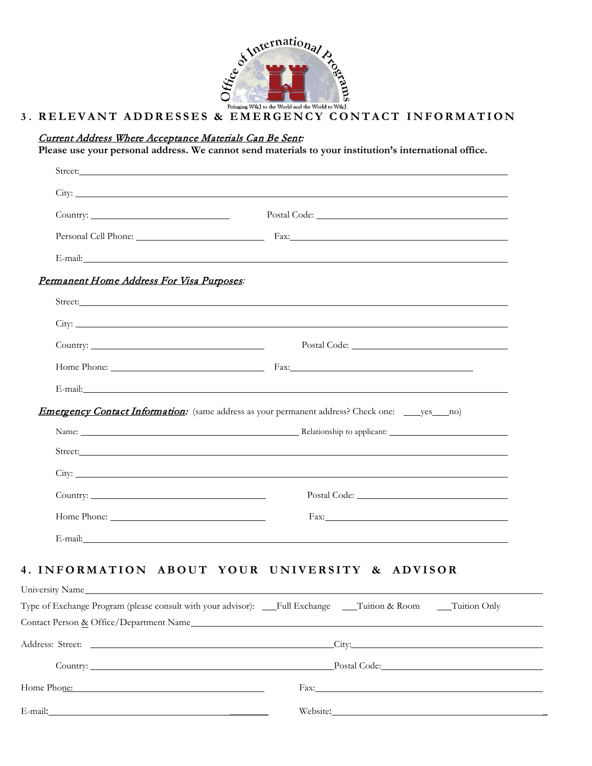Office of International Programs

Bringing W&J to the World and the World to W&J.

## 3. RELEVANT ADDRESSES & EMERGENCY CONTACT INFORMATION

*Current Address Where Acceptance Materials Can Be Sent:*

**Please use your personal address. We cannot send materials to your institution's international office.**

Street: ______________________________

City: ______________________________

Country: ______________ Postal Code: ______________

Personal Cell Phone: ______________ Fax: ______________

E-mail: ______________________________

*Permanent Home Address For Visa Purposes:*

Street: ______________________________

City: ______________________________

Country: ______________ Postal Code: ______________

Home Phone: ______________ Fax: ______________

E-mail: ______________________________

***Emergency Contact Information:*** (same address as your permanent address? Check one: ____yes____no)

Name: ______________ Relationship to applicant: ______________

Street: ______________________________

City: ______________________________

Country: ______________ Postal Code: ______________

Home Phone: ______________ Fax: ______________

E-mail: ______________________________

## 4. INFORMATION ABOUT YOUR UNIVERSITY & ADVISOR

University Name ______________________________

Type of Exchange Program (please consult with your advisor): ___Full Exchange ___Tuition & Room ___Tuition Only

Contact Person & Office/Department Name ______________________________

Address: Street: ______________ City: ______________

Country: ______________ Postal Code: ______________

Home Phone: ______________ Fax: ______________

E-mail: ______________ Website: ______________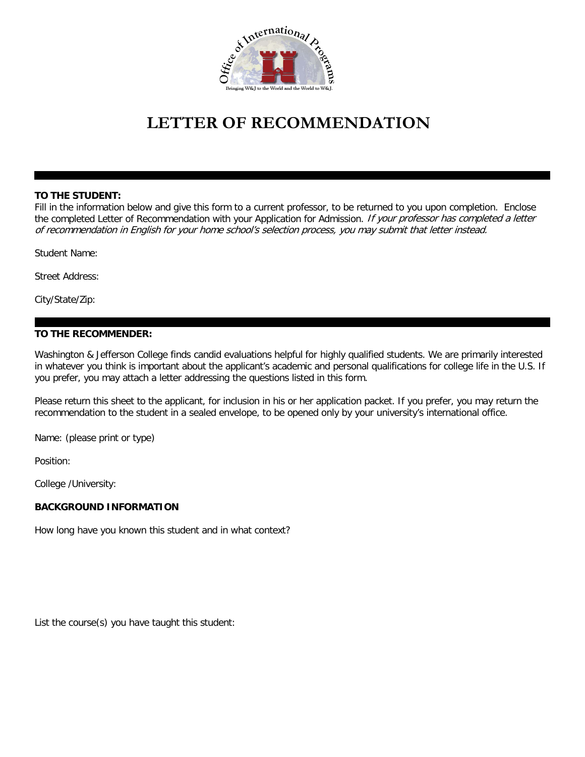# LETTER OF RECOMMENDATION

**TO THE STUDENT:**

Fill in the information below and give this form to a current professor, to be returned to you upon completion. Enclose the completed Letter of Recommendation with your Application for Admission. *If your professor has completed a letter of recommendation in English for your home school's selection process, you may submit that letter instead.*

Student Name:

Street Address:

City/State/Zip:

**TO THE RECOMMENDER:**

Washington & Jefferson College finds candid evaluations helpful for highly qualified students. We are primarily interested in whatever you think is important about the applicant's academic and personal qualifications for college life in the U.S. If you prefer, you may attach a letter addressing the questions listed in this form.

Please return this sheet to the applicant, for inclusion in his or her application packet. If you prefer, you may return the recommendation to the student in a sealed envelope, to be opened only by your university's international office.

Name: (please print or type)

Position:

College /University:

**BACKGROUND INFORMATION**

How long have you known this student and in what context?

List the course(s) you have taught this student: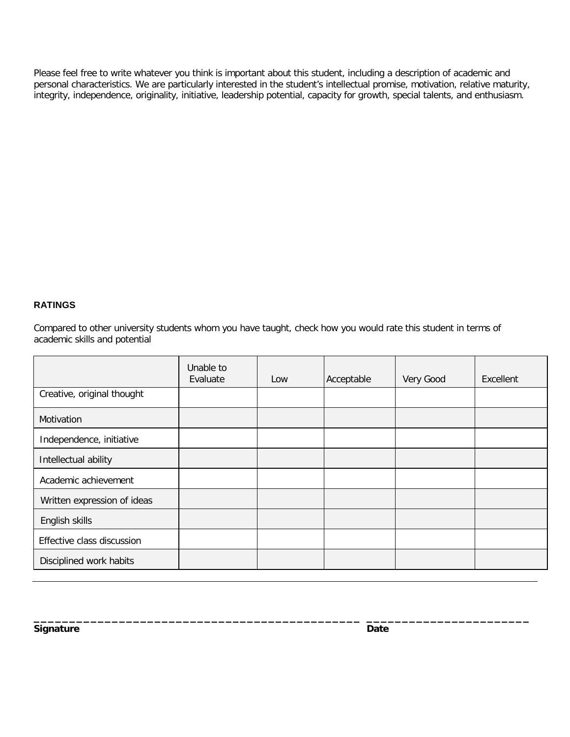Please feel free to write whatever you think is important about this student, including a description of academic and personal characteristics. We are particularly interested in the student's intellectual promise, motivation, relative maturity, integrity, independence, originality, initiative, leadership potential, capacity for growth, special talents, and enthusiasm.

**RATINGS**

Compared to other university students whom you have taught, check how you would rate this student in terms of academic skills and potential

| | Unable to Evaluate | Low | Acceptable | Very Good | Excellent |
|---|---|---|---|---|---|
| Creative, original thought | | | | | |
| Motivation | | | | | |
| Independence, initiative | | | | | |
| Intellectual ability | | | | | |
| Academic achievement | | | | | |
| Written expression of ideas | | | | | |
| English skills | | | | | |
| Effective class discussion | | | | | |
| Disciplined work habits | | | | | |

______________________________________________ ______________________

**Signature** **Date**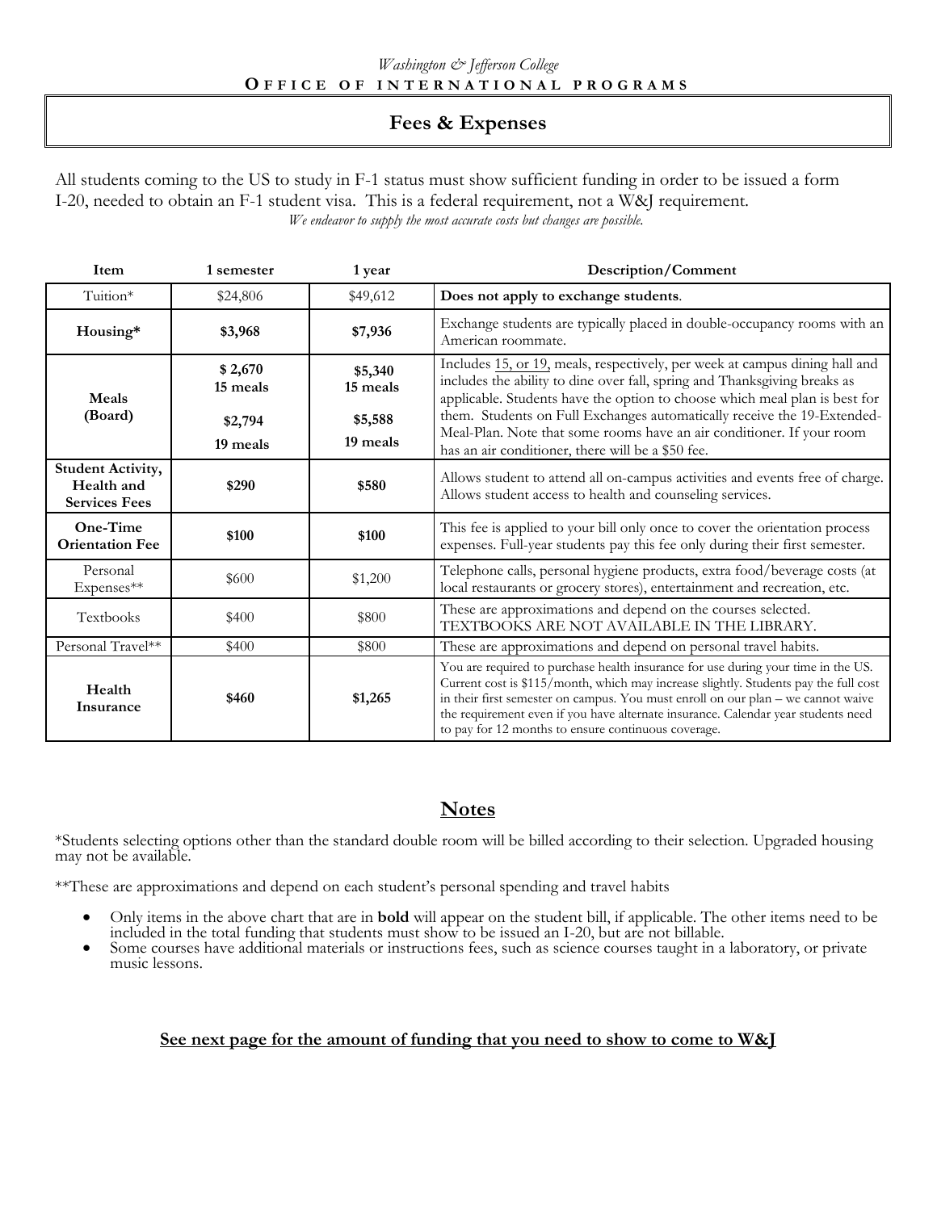*Washington & Jefferson College*

**OFFICE OF INTERNATIONAL PROGRAMS**

# Fees & Expenses

All students coming to the US to study in F-1 status must show sufficient funding in order to be issued a form I-20, needed to obtain an F-1 student visa. This is a federal requirement, not a W&J requirement.

*We endeavor to supply the most accurate costs but changes are possible.*

| Item | 1 semester | 1 year | Description/Comment |
|---|---|---|---|
| Tuition* | $24,806 | $49,612 | **Does not apply to exchange students**. |
| **Housing*** | **$3,968** | **$7,936** | Exchange students are typically placed in double-occupancy rooms with an American roommate. |
| **Meals (Board)** | **$ 2,670 15 meals** **$2,794 19 meals** | **$5,340 15 meals** **$5,588 19 meals** | Includes 15, or 19, meals, respectively, per week at campus dining hall and includes the ability to dine over fall, spring and Thanksgiving breaks as applicable. Students have the option to choose which meal plan is best for them. Students on Full Exchanges automatically receive the 19-Extended-Meal-Plan. Note that some rooms have an air conditioner. If your room has an air conditioner, there will be a $50 fee. |
| **Student Activity, Health and Services Fees** | **$290** | **$580** | Allows student to attend all on-campus activities and events free of charge. Allows student access to health and counseling services. |
| **One-Time Orientation Fee** | **$100** | **$100** | This fee is applied to your bill only once to cover the orientation process expenses. Full-year students pay this fee only during their first semester. |
| Personal Expenses** | $600 | $1,200 | Telephone calls, personal hygiene products, extra food/beverage costs (at local restaurants or grocery stores), entertainment and recreation, etc. |
| Textbooks | $400 | $800 | These are approximations and depend on the courses selected. TEXTBOOKS ARE NOT AVAILABLE IN THE LIBRARY. |
| Personal Travel** | $400 | $800 | These are approximations and depend on personal travel habits. |
| **Health Insurance** | **$460** | **$1,265** | You are required to purchase health insurance for use during your time in the US. Current cost is $115/month, which may increase slightly. Students pay the full cost in their first semester on campus. You must enroll on our plan – we cannot waive the requirement even if you have alternate insurance. Calendar year students need to pay for 12 months to ensure continuous coverage. |

## Notes

*Students selecting options other than the standard double room will be billed according to their selection. Upgraded housing may not be available.

**These are approximations and depend on each student's personal spending and travel habits

- Only items in the above chart that are in **bold** will appear on the student bill, if applicable. The other items need to be included in the total funding that students must show to be issued an I-20, but are not billable.
- Some courses have additional materials or instructions fees, such as science courses taught in a laboratory, or private music lessons.

**See next page for the amount of funding that you need to show to come to W&J**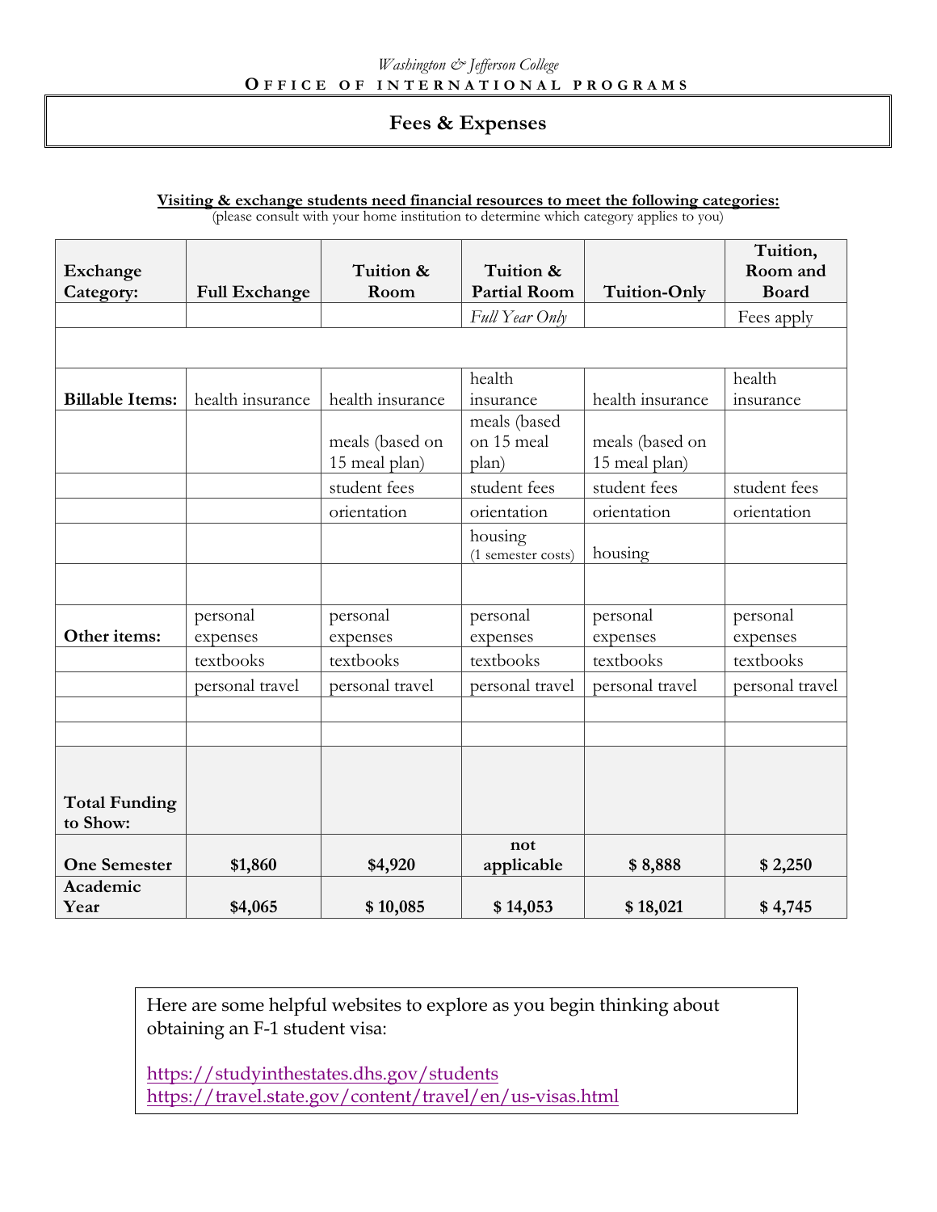Washington & Jefferson College

**OFFICE OF INTERNATIONAL PROGRAMS**

# Fees & Expenses

**Visiting & exchange students need financial resources to meet the following categories:**

(please consult with your home institution to determine which category applies to you)

| Exchange Category: | Full Exchange | Tuition & Room | Tuition & Partial Room | Tuition-Only | Tuition, Room and Board |
|---|---|---|---|---|---|
| | | | *Full Year Only* | | Fees apply |
| | | | | | |
| **Billable Items:** | health insurance | health insurance | health insurance | health insurance | health insurance |
| | | meals (based on 15 meal plan) | meals (based on 15 meal plan) | meals (based on 15 meal plan) | |
| | | student fees | student fees | student fees | student fees |
| | | orientation | orientation | orientation | orientation |
| | | | housing (1 semester costs) | housing | |
| | | | | | |
| **Other items:** | personal expenses | personal expenses | personal expenses | personal expenses | personal expenses |
| | textbooks | textbooks | textbooks | textbooks | textbooks |
| | personal travel | personal travel | personal travel | personal travel | personal travel |
| | | | | | |
| | | | | | |
| **Total Funding to Show:** | | | | | |
| **One Semester** | **$1,860** | **$4,920** | **not applicable** | **$ 8,888** | **$ 2,250** |
| **Academic Year** | **$4,065** | **$ 10,085** | **$ 14,053** | **$ 18,021** | **$ 4,745** |

Here are some helpful websites to explore as you begin thinking about obtaining an F-1 student visa:

https://studyinthestates.dhs.gov/students
https://travel.state.gov/content/travel/en/us-visas.html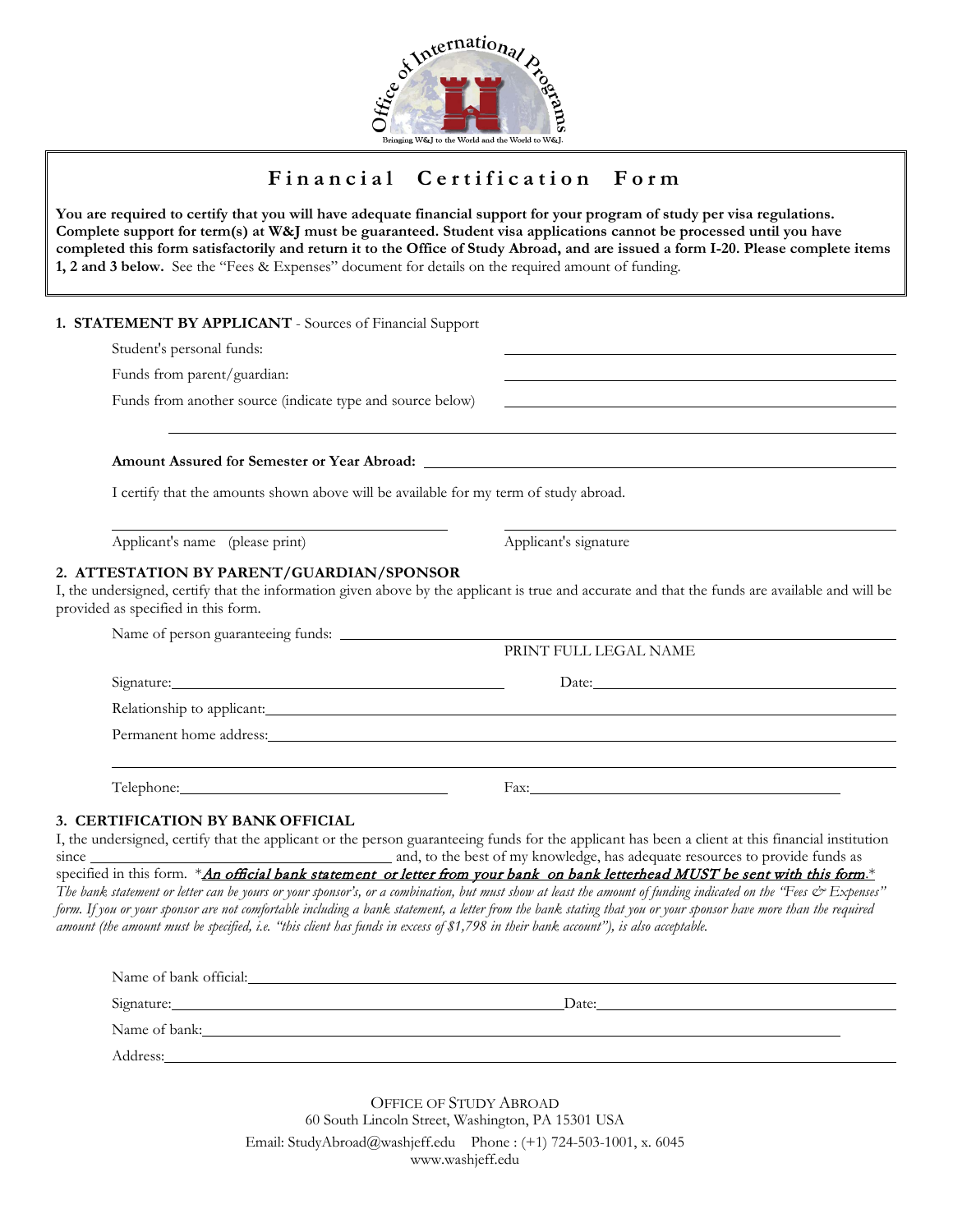Office of International Programs

Bringing W&J to the World and the World to W&J.

# Financial Certification Form

**You are required to certify that you will have adequate financial support for your program of study per visa regulations. Complete support for term(s) at W&J must be guaranteed. Student visa applications cannot be processed until you have completed this form satisfactorily and return it to the Office of Study Abroad, and are issued a form I-20. Please complete items 1, 2 and 3 below.** See the "Fees & Expenses" document for details on the required amount of funding.

## 1. STATEMENT BY APPLICANT - Sources of Financial Support

Student's personal funds: ______________________

Funds from parent/guardian: ______________________

Funds from another source (indicate type and source below) ______________________

______________________________________________

**Amount Assured for Semester or Year Abroad:** ______________________

I certify that the amounts shown above will be available for my term of study abroad.

______________________ Applicant's name (please print)

______________________ Applicant's signature

## 2. ATTESTATION BY PARENT/GUARDIAN/SPONSOR

I, the undersigned, certify that the information given above by the applicant is true and accurate and that the funds are available and will be provided as specified in this form.

Name of person guaranteeing funds: ______________________
PRINT FULL LEGAL NAME

Signature: ______________________ Date: ______________________

Relationship to applicant: ______________________

Permanent home address: ______________________

______________________________________________

Telephone: ______________________ Fax: ______________________

## 3. CERTIFICATION BY BANK OFFICIAL

I, the undersigned, certify that the applicant or the person guaranteeing funds for the applicant has been a client at this financial institution since ______________________ and, to the best of my knowledge, has adequate resources to provide funds as specified in this form. *__*An official bank statement or letter from your bank on bank letterhead MUST be sent with this form*__.* *The bank statement or letter can be yours or your sponsor's, or a combination, but must show at least the amount of funding indicated on the "Fees & Expenses" form. If you or your sponsor are not comfortable including a bank statement, a letter from the bank stating that you or your sponsor have more than the required amount (the amount must be specified, i.e. "this client has funds in excess of $1,798 in their bank account"), is also acceptable.*

Name of bank official: ______________________

Signature: ______________________ Date: ______________________

Name of bank: ______________________

Address: ______________________

OFFICE OF STUDY ABROAD
60 South Lincoln Street, Washington, PA 15301 USA
Email: StudyAbroad@washjeff.edu Phone : (+1) 724-503-1001, x. 6045
www.washjeff.edu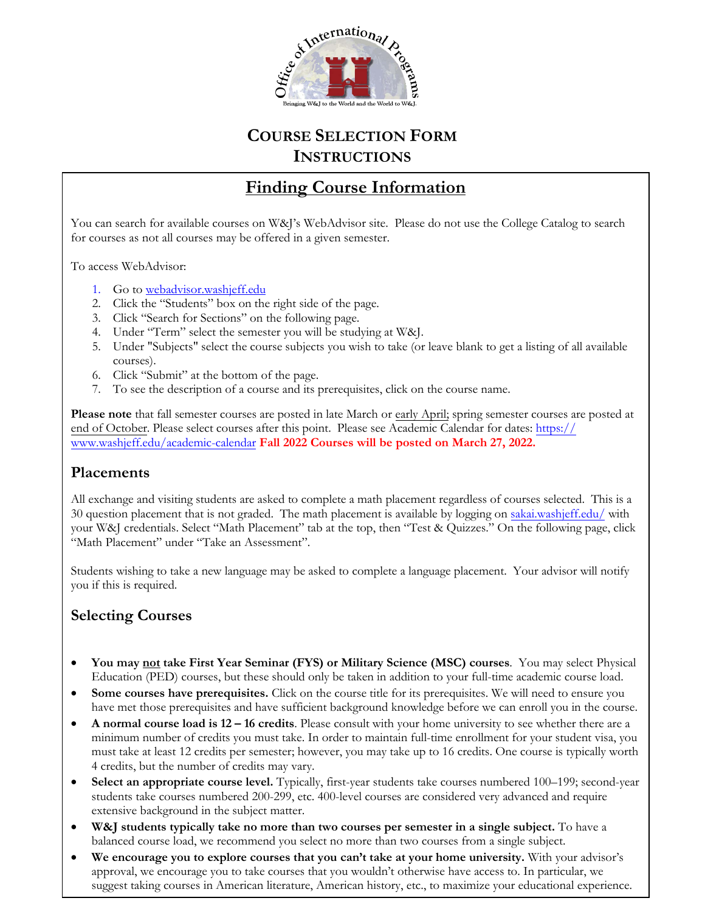# COURSE SELECTION FORM INSTRUCTIONS

## Finding Course Information

You can search for available courses on W&J's WebAdvisor site. Please do not use the College Catalog to search for courses as not all courses may be offered in a given semester.

To access WebAdvisor:

1. Go to webadvisor.washjeff.edu
2. Click the "Students" box on the right side of the page.
3. Click "Search for Sections" on the following page.
4. Under "Term" select the semester you will be studying at W&J.
5. Under "Subjects" select the course subjects you wish to take (or leave blank to get a listing of all available courses).
6. Click "Submit" at the bottom of the page.
7. To see the description of a course and its prerequisites, click on the course name.

**Please note** that fall semester courses are posted in late March or early April; spring semester courses are posted at end of October. Please select courses after this point. Please see Academic Calendar for dates: https://www.washjeff.edu/academic-calendar **Fall 2022 Courses will be posted on March 27, 2022.**

### Placements

All exchange and visiting students are asked to complete a math placement regardless of courses selected. This is a 30 question placement that is not graded. The math placement is available by logging on sakai.washjeff.edu/ with your W&J credentials. Select "Math Placement" tab at the top, then "Test & Quizzes." On the following page, click "Math Placement" under "Take an Assessment".

Students wishing to take a new language may be asked to complete a language placement. Your advisor will notify you if this is required.

### Selecting Courses

- **You may not take First Year Seminar (FYS) or Military Science (MSC) courses**. You may select Physical Education (PED) courses, but these should only be taken in addition to your full-time academic course load.
- **Some courses have prerequisites.** Click on the course title for its prerequisites. We will need to ensure you have met those prerequisites and have sufficient background knowledge before we can enroll you in the course.
- **A normal course load is 12 – 16 credits**. Please consult with your home university to see whether there are a minimum number of credits you must take. In order to maintain full-time enrollment for your student visa, you must take at least 12 credits per semester; however, you may take up to 16 credits. One course is typically worth 4 credits, but the number of credits may vary.
- **Select an appropriate course level.** Typically, first-year students take courses numbered 100–199; second-year students take courses numbered 200-299, etc. 400-level courses are considered very advanced and require extensive background in the subject matter.
- **W&J students typically take no more than two courses per semester in a single subject.** To have a balanced course load, we recommend you select no more than two courses from a single subject.
- **We encourage you to explore courses that you can't take at your home university.** With your advisor's approval, we encourage you to take courses that you wouldn't otherwise have access to. In particular, we suggest taking courses in American literature, American history, etc., to maximize your educational experience.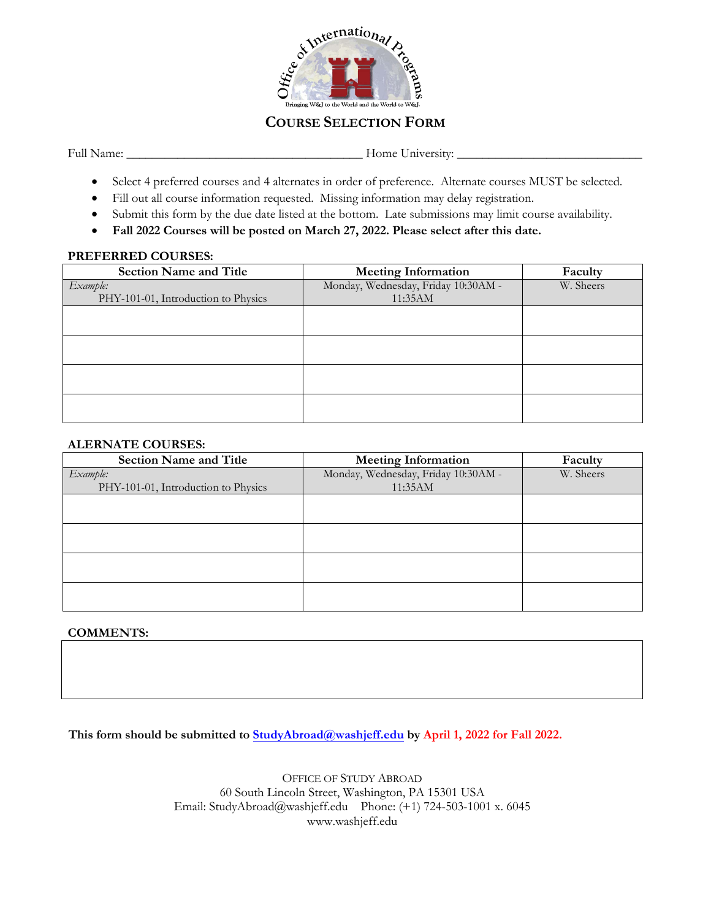# Course Selection Form

Full Name: ______________________________________ Home University: ______________________________

- Select 4 preferred courses and 4 alternates in order of preference. Alternate courses MUST be selected.
- Fill out all course information requested. Missing information may delay registration.
- Submit this form by the due date listed at the bottom. Late submissions may limit course availability.
- **Fall 2022 Courses will be posted on March 27, 2022. Please select after this date.**

**PREFERRED COURSES:**

| Section Name and Title | Meeting Information | Faculty |
|---|---|---|
| *Example:* PHY-101-01, Introduction to Physics | Monday, Wednesday, Friday 10:30AM - 11:35AM | W. Sheers |
| | | |
| | | |
| | | |
| | | |

**ALERNATE COURSES:**

| Section Name and Title | Meeting Information | Faculty |
|---|---|---|
| *Example:* PHY-101-01, Introduction to Physics | Monday, Wednesday, Friday 10:30AM - 11:35AM | W. Sheers |
| | | |
| | | |
| | | |
| | | |

**COMMENTS:**

**This form should be submitted to StudyAbroad@washjeff.edu by April 1, 2022 for Fall 2022.**

OFFICE OF STUDY ABROAD
60 South Lincoln Street, Washington, PA 15301 USA
Email: StudyAbroad@washjeff.edu Phone: (+1) 724-503-1001 x. 6045
www.washjeff.edu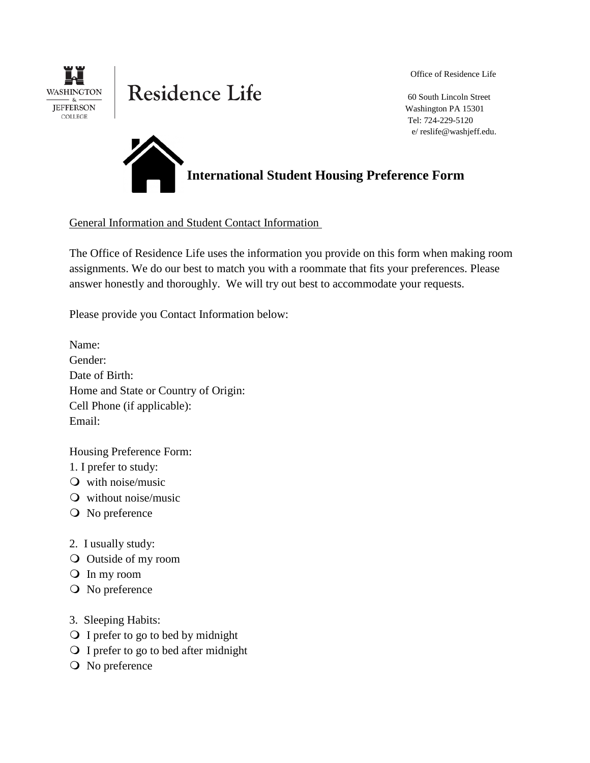Washington & Jefferson College

Residence Life

Office of Residence Life

60 South Lincoln Street
Washington PA 15301
Tel: 724-229-5120
e/ reslife@washjeff.edu.

# International Student Housing Preference Form

General Information and Student Contact Information

The Office of Residence Life uses the information you provide on this form when making room assignments. We do our best to match you with a roommate that fits your preferences. Please answer honestly and thoroughly. We will try out best to accommodate your requests.

Please provide you Contact Information below:

Name:
Gender:
Date of Birth:
Home and State or Country of Origin:
Cell Phone (if applicable):
Email:

Housing Preference Form:

1. I prefer to study:
- ❍ with noise/music
- ❍ without noise/music
- ❍ No preference

2. I usually study:
- ❍ Outside of my room
- ❍ In my room
- ❍ No preference

3. Sleeping Habits:
- ❍ I prefer to go to bed by midnight
- ❍ I prefer to go to bed after midnight
- ❍ No preference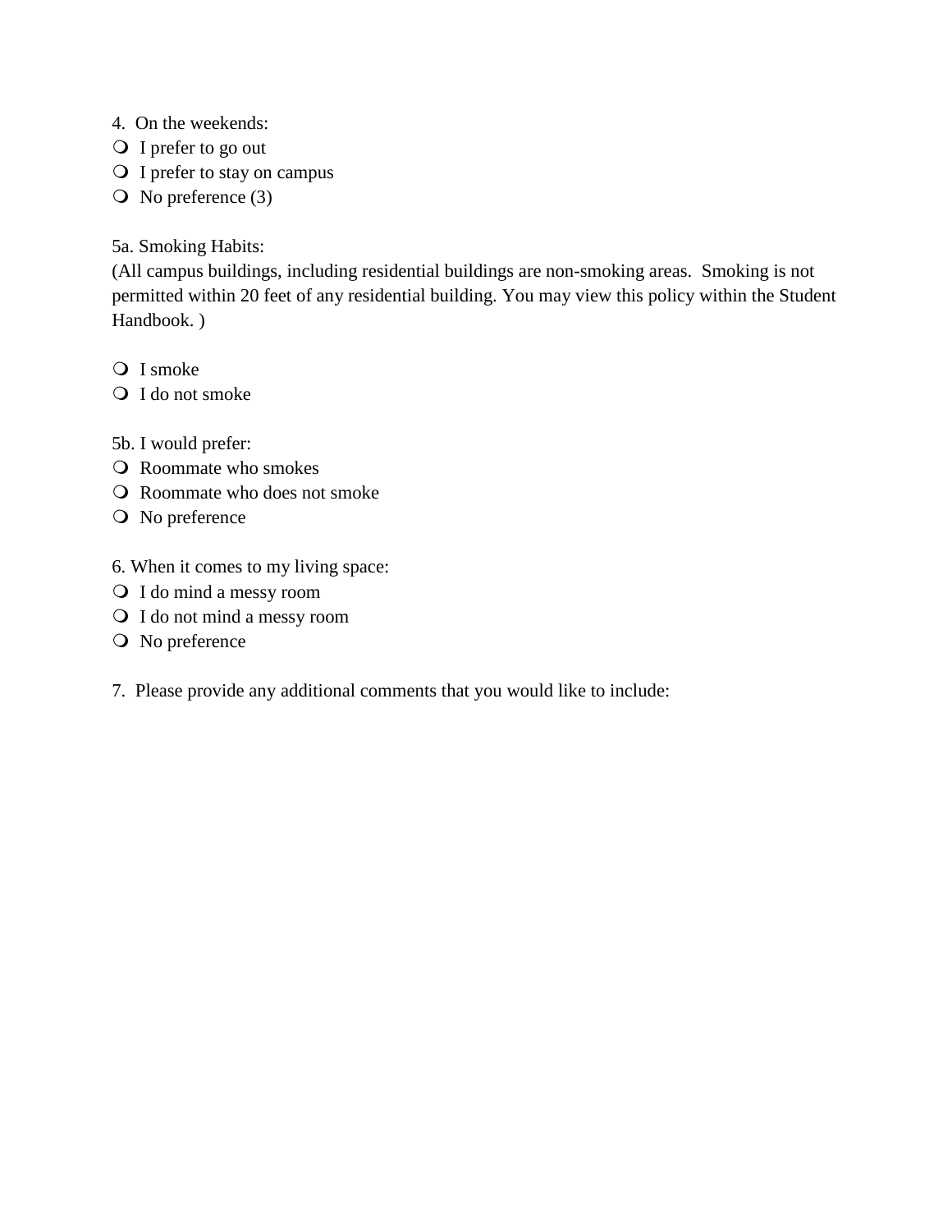4. On the weekends:

- ❍ I prefer to go out
- ❍ I prefer to stay on campus
- ❍ No preference (3)

5a. Smoking Habits:

(All campus buildings, including residential buildings are non-smoking areas. Smoking is not permitted within 20 feet of any residential building. You may view this policy within the Student Handbook. )

- ❍ I smoke
- ❍ I do not smoke

5b. I would prefer:

- ❍ Roommate who smokes
- ❍ Roommate who does not smoke
- ❍ No preference

6. When it comes to my living space:

- ❍ I do mind a messy room
- ❍ I do not mind a messy room
- ❍ No preference

7. Please provide any additional comments that you would like to include: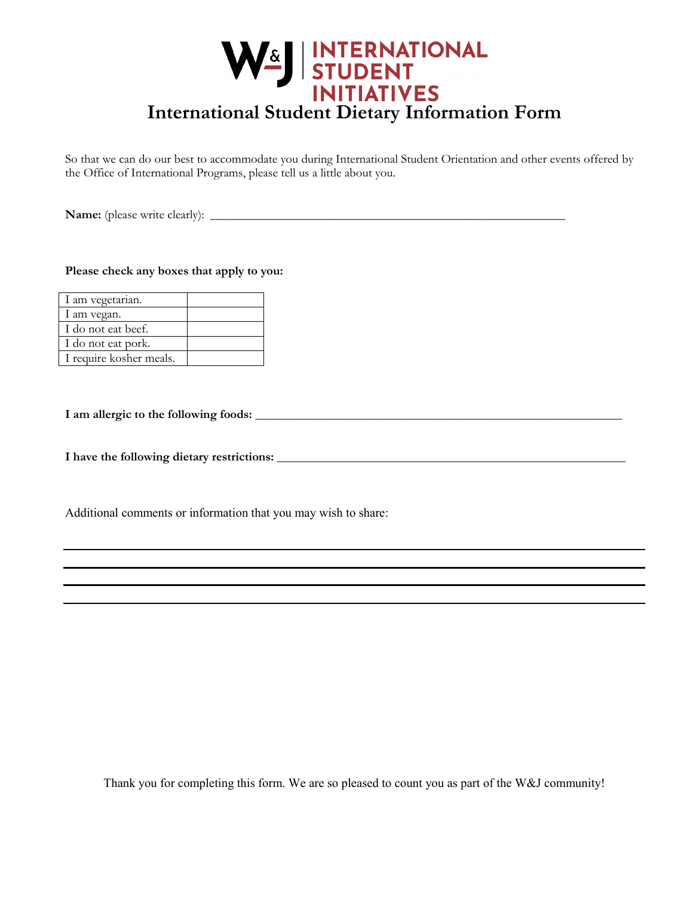W&J | INTERNATIONAL STUDENT INITIATIVES

# International Student Dietary Information Form

So that we can do our best to accommodate you during International Student Orientation and other events offered by the Office of International Programs, please tell us a little about you.

**Name:** (please write clearly): ___________________________________________________________

**Please check any boxes that apply to you:**

| | |
|---|---|
| I am vegetarian. | |
| I am vegan. | |
| I do not eat beef. | |
| I do not eat pork. | |
| I require kosher meals. | |

**I am allergic to the following foods:** _______________________________________________________________

**I have the following dietary restrictions:** ___________________________________________________________

Additional comments or information that you may wish to share:

___________________________________________________________________________________________

___________________________________________________________________________________________

___________________________________________________________________________________________

___________________________________________________________________________________________

Thank you for completing this form. We are so pleased to count you as part of the W&J community!